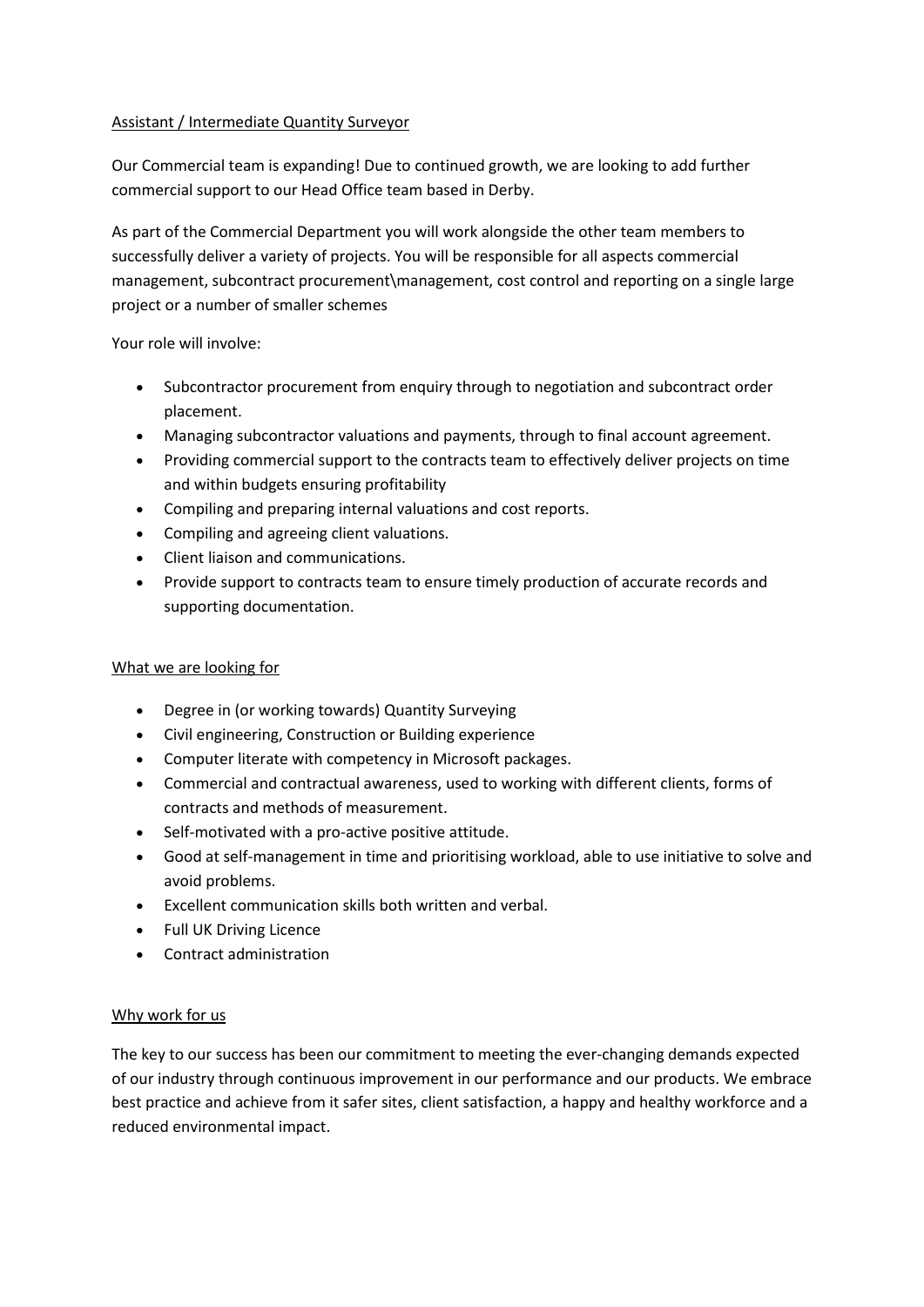## Assistant / Intermediate Quantity Surveyor

Our Commercial team is expanding! Due to continued growth, we are looking to add further commercial support to our Head Office team based in Derby.

As part of the Commercial Department you will work alongside the other team members to successfully deliver a variety of projects. You will be responsible for all aspects commercial management, subcontract procurement\management, cost control and reporting on a single large project or a number of smaller schemes

Your role will involve:

- Subcontractor procurement from enquiry through to negotiation and subcontract order placement.
- Managing subcontractor valuations and payments, through to final account agreement.
- Providing commercial support to the contracts team to effectively deliver projects on time and within budgets ensuring profitability
- Compiling and preparing internal valuations and cost reports.
- Compiling and agreeing client valuations.
- Client liaison and communications.
- Provide support to contracts team to ensure timely production of accurate records and supporting documentation.

## What we are looking for

- Degree in (or working towards) Quantity Surveying
- Civil engineering, Construction or Building experience
- Computer literate with competency in Microsoft packages.
- Commercial and contractual awareness, used to working with different clients, forms of contracts and methods of measurement.
- Self-motivated with a pro-active positive attitude.
- Good at self-management in time and prioritising workload, able to use initiative to solve and avoid problems.
- Excellent communication skills both written and verbal.
- Full UK Driving Licence
- Contract administration

## Why work for us

The key to our success has been our commitment to meeting the ever-changing demands expected of our industry through continuous improvement in our performance and our products. We embrace best practice and achieve from it safer sites, client satisfaction, a happy and healthy workforce and a reduced environmental impact.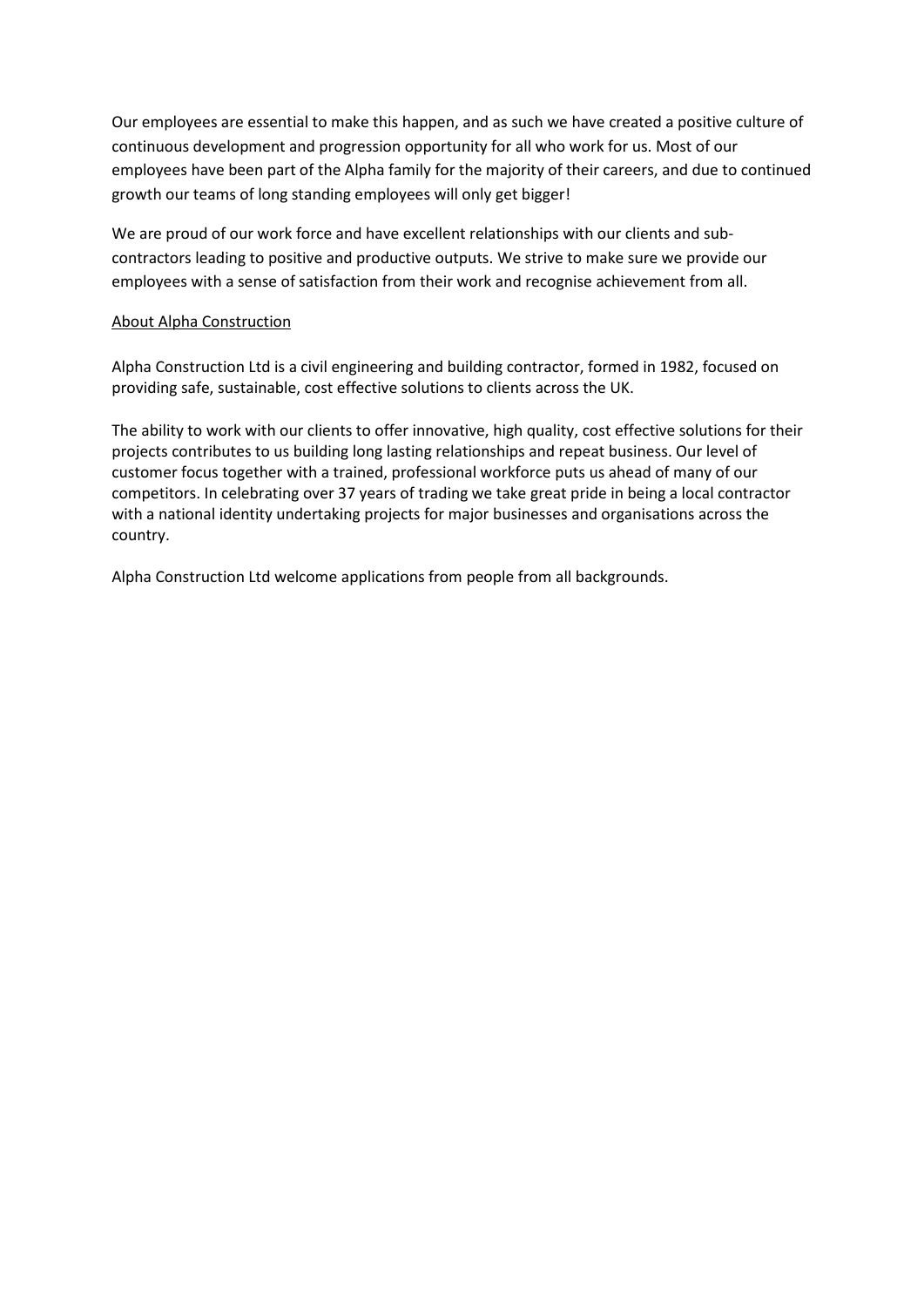Our employees are essential to make this happen, and as such we have created a positive culture of continuous development and progression opportunity for all who work for us. Most of our employees have been part of the Alpha family for the majority of their careers, and due to continued growth our teams of long standing employees will only get bigger!

We are proud of our work force and have excellent relationships with our clients and sub-contractors leading to positive and productive outputs. We strive to make sure we provide our employees with a sense of satisfaction from their work and recognise achievement from all.

<u>About Alpha Construction</u>

Alpha Construction Ltd is a civil engineering and building contractor, formed in 1982, focused on providing safe, sustainable, cost effective solutions to clients across the UK.

The ability to work with our clients to offer innovative, high quality, cost effective solutions for their projects contributes to us building long lasting relationships and repeat business. Our level of customer focus together with a trained, professional workforce puts us ahead of many of our competitors. In celebrating over 37 years of trading we take great pride in being a local contractor with a national identity undertaking projects for major businesses and organisations across the country.

Alpha Construction Ltd welcome applications from people from all backgrounds.